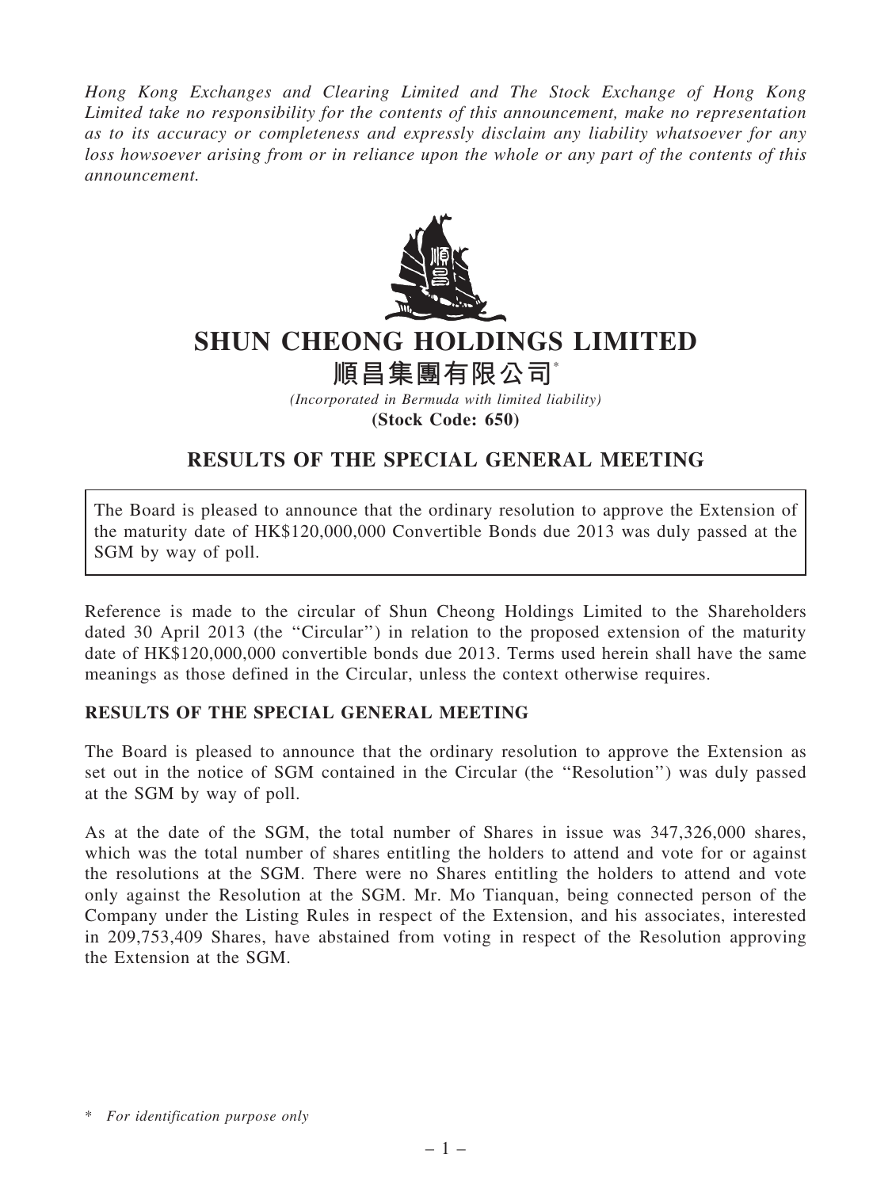*Hong Kong Exchanges and Clearing Limited and The Stock Exchange of Hong Kong Limited take no responsibility for the contents of this announcement, make no representation as to its accuracy or completeness and expressly disclaim any liability whatsoever for any loss howsoever arising from or in reliance upon the whole or any part of the contents of this announcement.*

# SHUN CHEONG HOLDINGS LIMITED

# 順昌集團有限公司*

*(Incorporated in Bermuda with limited liability)*

**(Stock Code: 650)**

## RESULTS OF THE SPECIAL GENERAL MEETING

The Board is pleased to announce that the ordinary resolution to approve the Extension of the maturity date of HK$120,000,000 Convertible Bonds due 2013 was duly passed at the SGM by way of poll.

Reference is made to the circular of Shun Cheong Holdings Limited to the Shareholders dated 30 April 2013 (the ''Circular'') in relation to the proposed extension of the maturity date of HK$120,000,000 convertible bonds due 2013. Terms used herein shall have the same meanings as those defined in the Circular, unless the context otherwise requires.

### RESULTS OF THE SPECIAL GENERAL MEETING

The Board is pleased to announce that the ordinary resolution to approve the Extension as set out in the notice of SGM contained in the Circular (the ''Resolution'') was duly passed at the SGM by way of poll.

As at the date of the SGM, the total number of Shares in issue was 347,326,000 shares, which was the total number of shares entitling the holders to attend and vote for or against the resolutions at the SGM. There were no Shares entitling the holders to attend and vote only against the Resolution at the SGM. Mr. Mo Tianquan, being connected person of the Company under the Listing Rules in respect of the Extension, and his associates, interested in 209,753,409 Shares, have abstained from voting in respect of the Resolution approving the Extension at the SGM.

\* *For identification purpose only*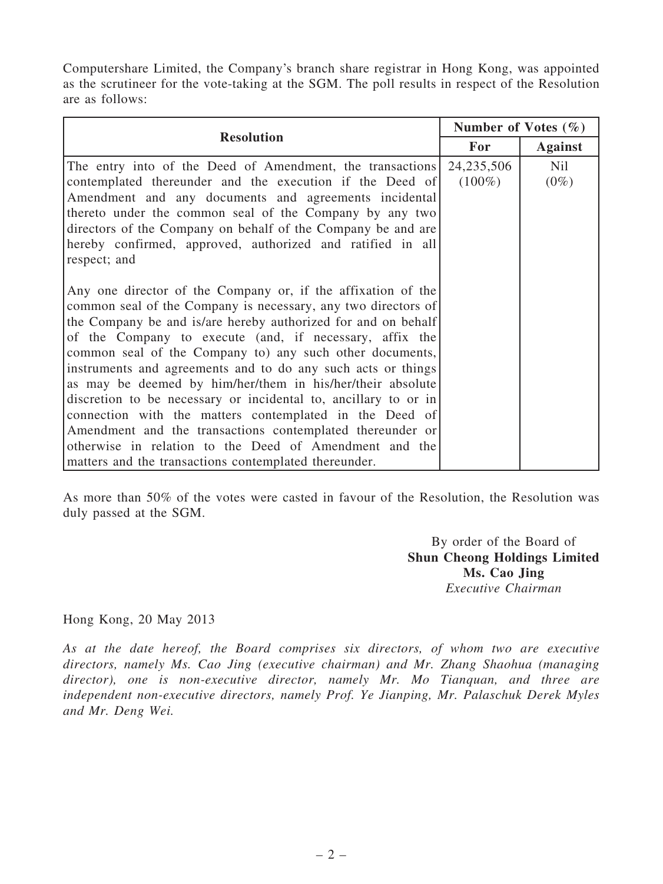Computershare Limited, the Company's branch share registrar in Hong Kong, was appointed as the scrutineer for the vote-taking at the SGM. The poll results in respect of the Resolution are as follows:

| Resolution | Number of Votes (%) | |
|---|---|---|
| | For | Against |
| The entry into of the Deed of Amendment, the transactions contemplated thereunder and the execution if the Deed of Amendment and any documents and agreements incidental thereto under the common seal of the Company by any two directors of the Company on behalf of the Company be and are hereby confirmed, approved, authorized and ratified in all respect; and<br><br>Any one director of the Company or, if the affixation of the common seal of the Company is necessary, any two directors of the Company be and is/are hereby authorized for and on behalf of the Company to execute (and, if necessary, affix the common seal of the Company to) any such other documents, instruments and agreements and to do any such acts or things as may be deemed by him/her/them in his/her/their absolute discretion to be necessary or incidental to, ancillary to or in connection with the matters contemplated in the Deed of Amendment and the transactions contemplated thereunder or otherwise in relation to the Deed of Amendment and the matters and the transactions contemplated thereunder. | 24,235,506 (100%) | Nil (0%) |

As more than 50% of the votes were casted in favour of the Resolution, the Resolution was duly passed at the SGM.

By order of the Board of
**Shun Cheong Holdings Limited**
**Ms. Cao Jing**
*Executive Chairman*

Hong Kong, 20 May 2013

*As at the date hereof, the Board comprises six directors, of whom two are executive directors, namely Ms. Cao Jing (executive chairman) and Mr. Zhang Shaohua (managing director), one is non-executive director, namely Mr. Mo Tianquan, and three are independent non-executive directors, namely Prof. Ye Jianping, Mr. Palaschuk Derek Myles and Mr. Deng Wei.*